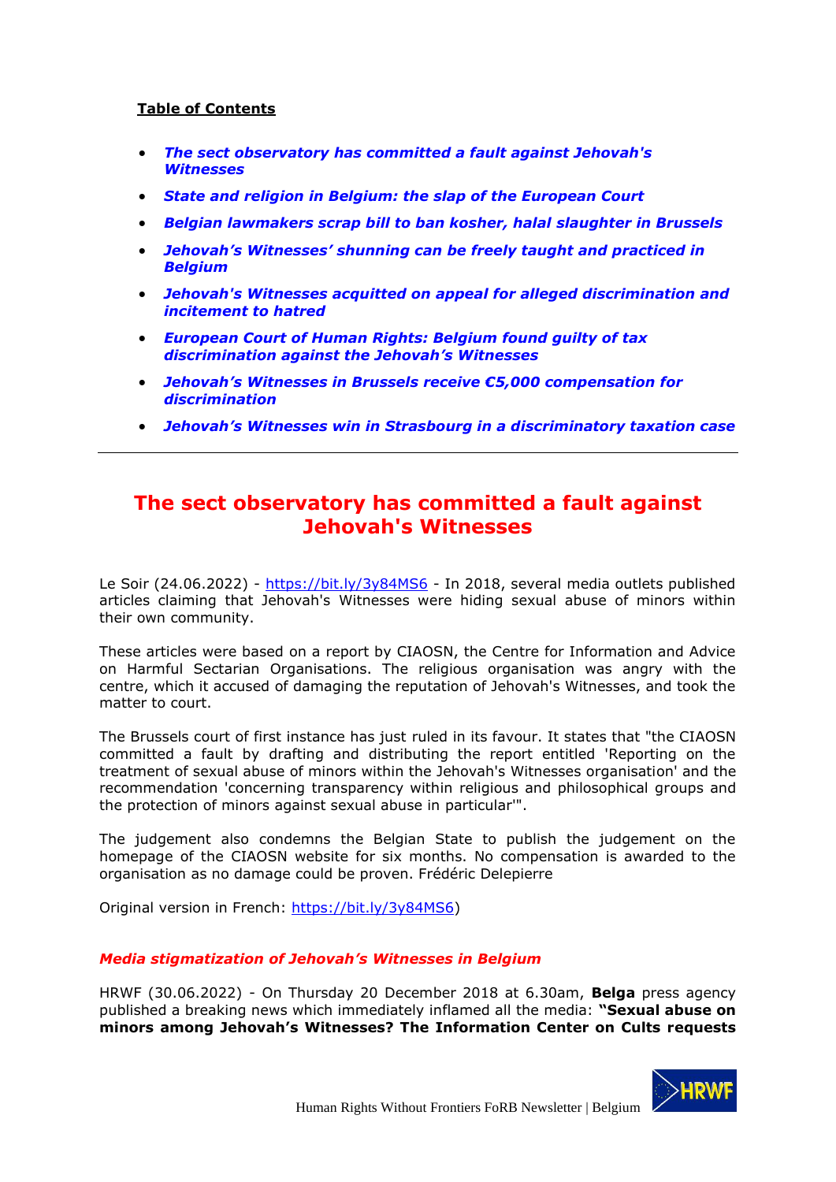**Table of Contents**

- ***The sect observatory has committed a fault against Jehovah's Witnesses***
- ***State and religion in Belgium: the slap of the European Court***
- ***Belgian lawmakers scrap bill to ban kosher, halal slaughter in Brussels***
- ***Jehovah's Witnesses' shunning can be freely taught and practiced in Belgium***
- ***Jehovah's Witnesses acquitted on appeal for alleged discrimination and incitement to hatred***
- ***European Court of Human Rights: Belgium found guilty of tax discrimination against the Jehovah's Witnesses***
- ***Jehovah's Witnesses in Brussels receive €5,000 compensation for discrimination***
- ***Jehovah's Witnesses win in Strasbourg in a discriminatory taxation case***

---

# The sect observatory has committed a fault against Jehovah's Witnesses

Le Soir (24.06.2022) - https://bit.ly/3y84MS6 - In 2018, several media outlets published articles claiming that Jehovah's Witnesses were hiding sexual abuse of minors within their own community.

These articles were based on a report by CIAOSN, the Centre for Information and Advice on Harmful Sectarian Organisations. The religious organisation was angry with the centre, which it accused of damaging the reputation of Jehovah's Witnesses, and took the matter to court.

The Brussels court of first instance has just ruled in its favour. It states that "the CIAOSN committed a fault by drafting and distributing the report entitled 'Reporting on the treatment of sexual abuse of minors within the Jehovah's Witnesses organisation' and the recommendation 'concerning transparency within religious and philosophical groups and the protection of minors against sexual abuse in particular'".

The judgement also condemns the Belgian State to publish the judgement on the homepage of the CIAOSN website for six months. No compensation is awarded to the organisation as no damage could be proven. Frédéric Delepierre

Original version in French: https://bit.ly/3y84MS6)

## *Media stigmatization of Jehovah's Witnesses in Belgium*

HRWF (30.06.2022) - On Thursday 20 December 2018 at 6.30am, **Belga** press agency published a breaking news which immediately inflamed all the media: **"Sexual abuse on minors among Jehovah's Witnesses? The Information Center on Cults requests**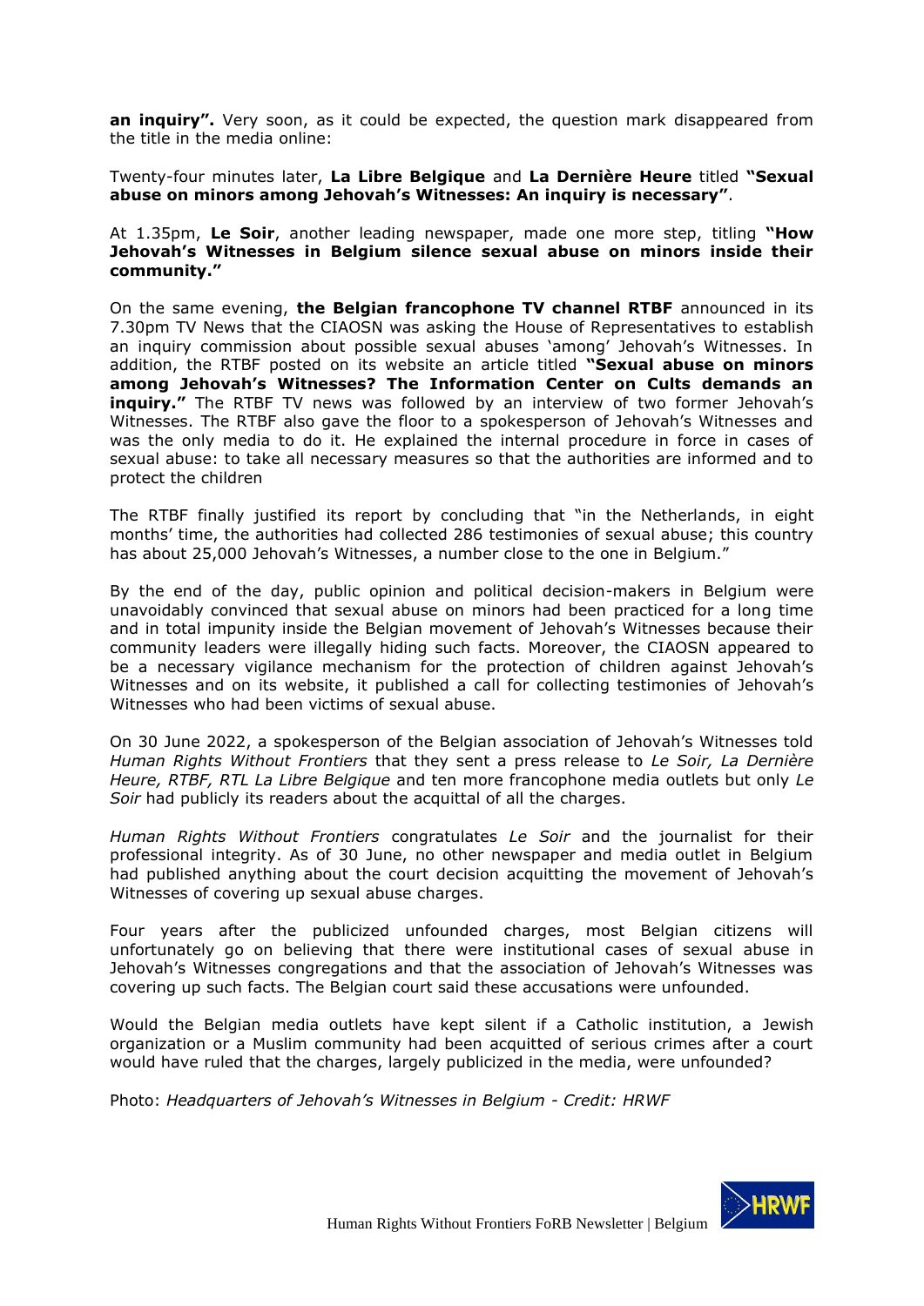**an inquiry".** Very soon, as it could be expected, the question mark disappeared from the title in the media online:

Twenty-four minutes later, **La Libre Belgique** and **La Dernière Heure** titled **"Sexual abuse on minors among Jehovah's Witnesses: An inquiry is necessary"**.

At 1.35pm, **Le Soir**, another leading newspaper, made one more step, titling **"How Jehovah's Witnesses in Belgium silence sexual abuse on minors inside their community."**

On the same evening, **the Belgian francophone TV channel RTBF** announced in its 7.30pm TV News that the CIAOSN was asking the House of Representatives to establish an inquiry commission about possible sexual abuses 'among' Jehovah's Witnesses. In addition, the RTBF posted on its website an article titled **"Sexual abuse on minors among Jehovah's Witnesses? The Information Center on Cults demands an inquiry."** The RTBF TV news was followed by an interview of two former Jehovah's Witnesses. The RTBF also gave the floor to a spokesperson of Jehovah's Witnesses and was the only media to do it. He explained the internal procedure in force in cases of sexual abuse: to take all necessary measures so that the authorities are informed and to protect the children

The RTBF finally justified its report by concluding that "in the Netherlands, in eight months' time, the authorities had collected 286 testimonies of sexual abuse; this country has about 25,000 Jehovah's Witnesses, a number close to the one in Belgium."

By the end of the day, public opinion and political decision-makers in Belgium were unavoidably convinced that sexual abuse on minors had been practiced for a long time and in total impunity inside the Belgian movement of Jehovah's Witnesses because their community leaders were illegally hiding such facts. Moreover, the CIAOSN appeared to be a necessary vigilance mechanism for the protection of children against Jehovah's Witnesses and on its website, it published a call for collecting testimonies of Jehovah's Witnesses who had been victims of sexual abuse.

On 30 June 2022, a spokesperson of the Belgian association of Jehovah's Witnesses told *Human Rights Without Frontiers* that they sent a press release to *Le Soir, La Dernière Heure, RTBF, RTL La Libre Belgique* and ten more francophone media outlets but only *Le Soir* had publicly its readers about the acquittal of all the charges.

*Human Rights Without Frontiers* congratulates *Le Soir* and the journalist for their professional integrity. As of 30 June, no other newspaper and media outlet in Belgium had published anything about the court decision acquitting the movement of Jehovah's Witnesses of covering up sexual abuse charges.

Four years after the publicized unfounded charges, most Belgian citizens will unfortunately go on believing that there were institutional cases of sexual abuse in Jehovah's Witnesses congregations and that the association of Jehovah's Witnesses was covering up such facts. The Belgian court said these accusations were unfounded.

Would the Belgian media outlets have kept silent if a Catholic institution, a Jewish organization or a Muslim community had been acquitted of serious crimes after a court would have ruled that the charges, largely publicized in the media, were unfounded?

Photo: *Headquarters of Jehovah's Witnesses in Belgium - Credit: HRWF*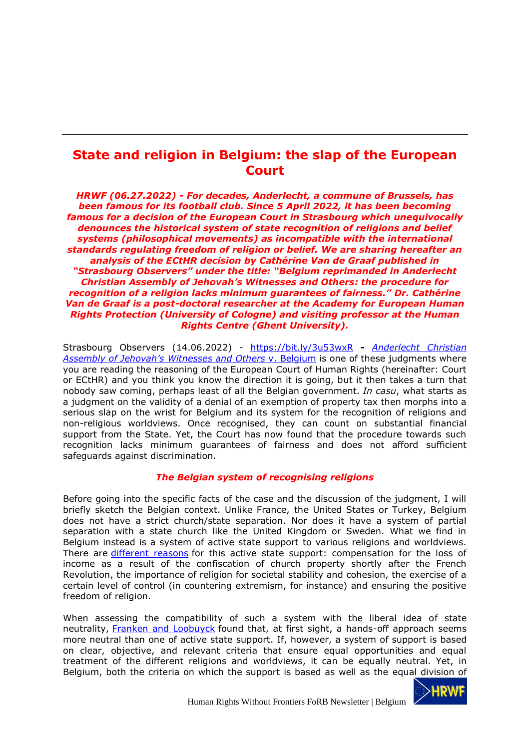# State and religion in Belgium: the slap of the European Court

***HRWF (06.27.2022) - For decades, Anderlecht, a commune of Brussels, has been famous for its football club. Since 5 April 2022, it has been becoming famous for a decision of the European Court in Strasbourg which unequivocally denounces the historical system of state recognition of religions and belief systems (philosophical movements) as incompatible with the international standards regulating freedom of religion or belief. We are sharing hereafter an analysis of the ECtHR decision by Cathérine Van de Graaf published in "Strasbourg Observers" under the title: "Belgium reprimanded in Anderlecht Christian Assembly of Jehovah's Witnesses and Others: the procedure for recognition of a religion lacks minimum guarantees of fairness." Dr. Cathérine Van de Graaf is a post-doctoral researcher at the Academy for European Human Rights Protection (University of Cologne) and visiting professor at the Human Rights Centre (Ghent University).***

Strasbourg Observers (14.06.2022) - https://bit.ly/3u53wxR **-** *Anderlecht Christian Assembly of Jehovah's Witnesses and Others* v. Belgium is one of these judgments where you are reading the reasoning of the European Court of Human Rights (hereinafter: Court or ECtHR) and you think you know the direction it is going, but it then takes a turn that nobody saw coming, perhaps least of all the Belgian government. *In casu*, what starts as a judgment on the validity of a denial of an exemption of property tax then morphs into a serious slap on the wrist for Belgium and its system for the recognition of religions and non-religious worldviews. Once recognised, they can count on substantial financial support from the State. Yet, the Court has now found that the procedure towards such recognition lacks minimum guarantees of fairness and does not afford sufficient safeguards against discrimination.

### *The Belgian system of recognising religions*

Before going into the specific facts of the case and the discussion of the judgment, I will briefly sketch the Belgian context. Unlike France, the United States or Turkey, Belgium does not have a strict church/state separation. Nor does it have a system of partial separation with a state church like the United Kingdom or Sweden. What we find in Belgium instead is a system of active state support to various religions and worldviews. There are different reasons for this active state support: compensation for the loss of income as a result of the confiscation of church property shortly after the French Revolution, the importance of religion for societal stability and cohesion, the exercise of a certain level of control (in countering extremism, for instance) and ensuring the positive freedom of religion.

When assessing the compatibility of such a system with the liberal idea of state neutrality, Franken and Loobuyck found that, at first sight, a hands-off approach seems more neutral than one of active state support. If, however, a system of support is based on clear, objective, and relevant criteria that ensure equal opportunities and equal treatment of the different religions and worldviews, it can be equally neutral. Yet, in Belgium, both the criteria on which the support is based as well as the equal division of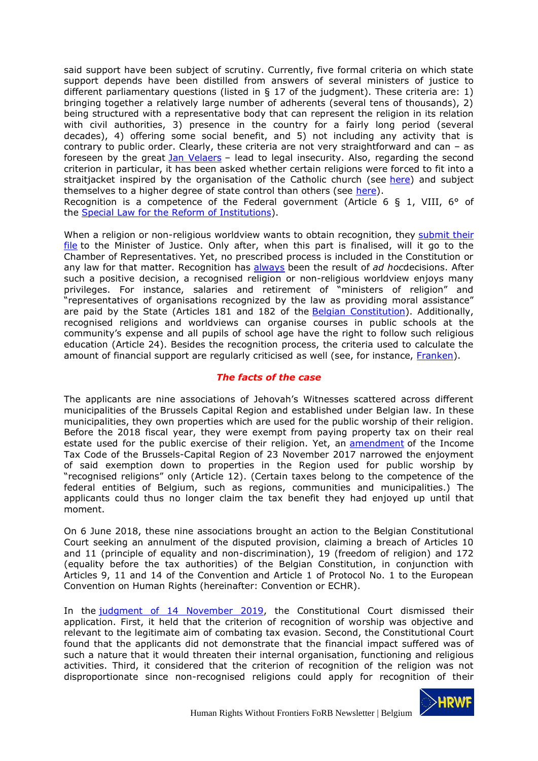said support have been subject of scrutiny. Currently, five formal criteria on which state support depends have been distilled from answers of several ministers of justice to different parliamentary questions (listed in § 17 of the judgment). These criteria are: 1) bringing together a relatively large number of adherents (several tens of thousands), 2) being structured with a representative body that can represent the religion in its relation with civil authorities, 3) presence in the country for a fairly long period (several decades), 4) offering some social benefit, and 5) not including any activity that is contrary to public order. Clearly, these criteria are not very straightforward and can – as foreseen by the great Jan Velaers – lead to legal insecurity. Also, regarding the second criterion in particular, it has been asked whether certain religions were forced to fit into a straitjacket inspired by the organisation of the Catholic church (see here) and subject themselves to a higher degree of state control than others (see here).
Recognition is a competence of the Federal government (Article 6 § 1, VIII, 6° of the Special Law for the Reform of Institutions).

When a religion or non-religious worldview wants to obtain recognition, they submit their file to the Minister of Justice. Only after, when this part is finalised, will it go to the Chamber of Representatives. Yet, no prescribed process is included in the Constitution or any law for that matter. Recognition has always been the result of *ad hoc*decisions. After such a positive decision, a recognised religion or non-religious worldview enjoys many privileges. For instance, salaries and retirement of "ministers of religion" and "representatives of organisations recognized by the law as providing moral assistance" are paid by the State (Articles 181 and 182 of the Belgian Constitution). Additionally, recognised religions and worldviews can organise courses in public schools at the community's expense and all pupils of school age have the right to follow such religious education (Article 24). Besides the recognition process, the criteria used to calculate the amount of financial support are regularly criticised as well (see, for instance, Franken).

## *The facts of the case*

The applicants are nine associations of Jehovah's Witnesses scattered across different municipalities of the Brussels Capital Region and established under Belgian law. In these municipalities, they own properties which are used for the public worship of their religion. Before the 2018 fiscal year, they were exempt from paying property tax on their real estate used for the public exercise of their religion. Yet, an amendment of the Income Tax Code of the Brussels-Capital Region of 23 November 2017 narrowed the enjoyment of said exemption down to properties in the Region used for public worship by "recognised religions" only (Article 12). (Certain taxes belong to the competence of the federal entities of Belgium, such as regions, communities and municipalities.) The applicants could thus no longer claim the tax benefit they had enjoyed up until that moment.

On 6 June 2018, these nine associations brought an action to the Belgian Constitutional Court seeking an annulment of the disputed provision, claiming a breach of Articles 10 and 11 (principle of equality and non-discrimination), 19 (freedom of religion) and 172 (equality before the tax authorities) of the Belgian Constitution, in conjunction with Articles 9, 11 and 14 of the Convention and Article 1 of Protocol No. 1 to the European Convention on Human Rights (hereinafter: Convention or ECHR).

In the judgment of 14 November 2019, the Constitutional Court dismissed their application. First, it held that the criterion of recognition of worship was objective and relevant to the legitimate aim of combating tax evasion. Second, the Constitutional Court found that the applicants did not demonstrate that the financial impact suffered was of such a nature that it would threaten their internal organisation, functioning and religious activities. Third, it considered that the criterion of recognition of the religion was not disproportionate since non-recognised religions could apply for recognition of their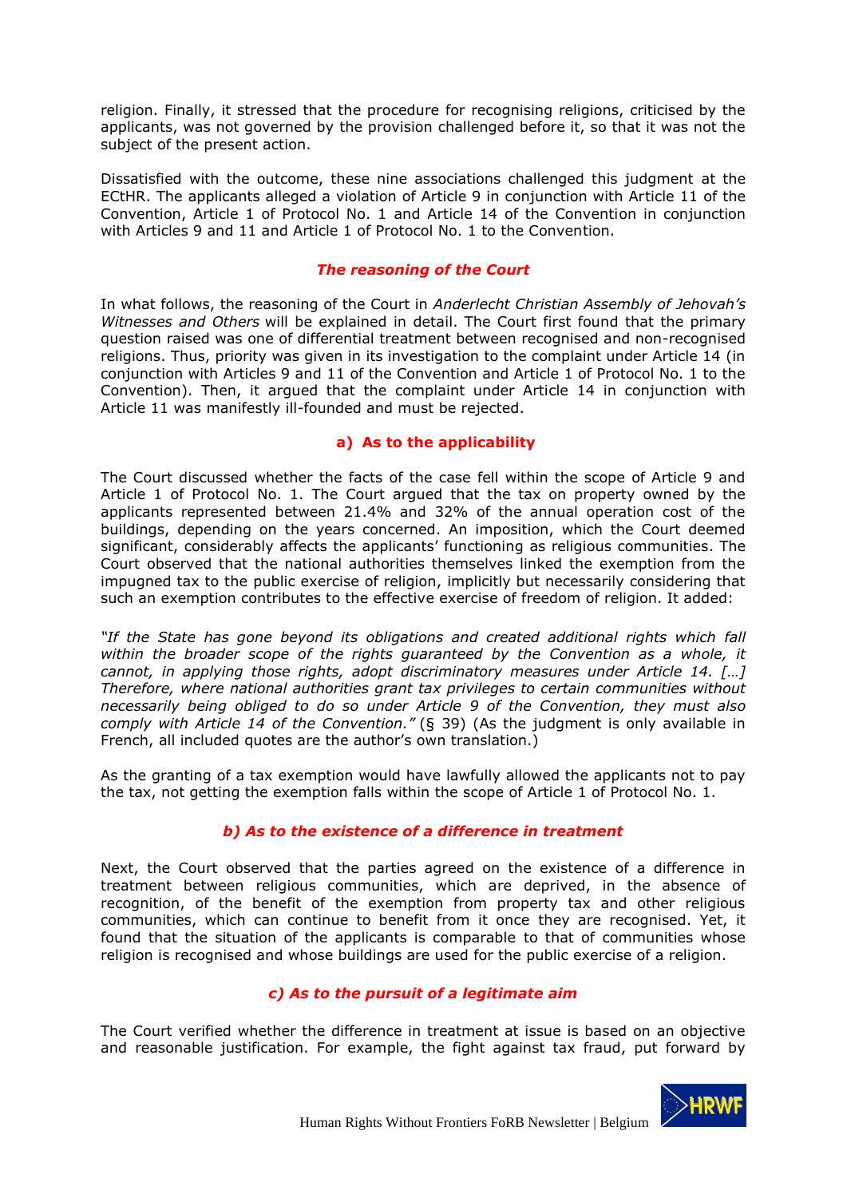religion. Finally, it stressed that the procedure for recognising religions, criticised by the applicants, was not governed by the provision challenged before it, so that it was not the subject of the present action.

Dissatisfied with the outcome, these nine associations challenged this judgment at the ECtHR. The applicants alleged a violation of Article 9 in conjunction with Article 11 of the Convention, Article 1 of Protocol No. 1 and Article 14 of the Convention in conjunction with Articles 9 and 11 and Article 1 of Protocol No. 1 to the Convention.

### *The reasoning of the Court*

In what follows, the reasoning of the Court in *Anderlecht Christian Assembly of Jehovah's Witnesses and Others* will be explained in detail. The Court first found that the primary question raised was one of differential treatment between recognised and non-recognised religions. Thus, priority was given in its investigation to the complaint under Article 14 (in conjunction with Articles 9 and 11 of the Convention and Article 1 of Protocol No. 1 to the Convention). Then, it argued that the complaint under Article 14 in conjunction with Article 11 was manifestly ill-founded and must be rejected.

#### a) As to the applicability

The Court discussed whether the facts of the case fell within the scope of Article 9 and Article 1 of Protocol No. 1. The Court argued that the tax on property owned by the applicants represented between 21.4% and 32% of the annual operation cost of the buildings, depending on the years concerned. An imposition, which the Court deemed significant, considerably affects the applicants' functioning as religious communities. The Court observed that the national authorities themselves linked the exemption from the impugned tax to the public exercise of religion, implicitly but necessarily considering that such an exemption contributes to the effective exercise of freedom of religion. It added:

*"If the State has gone beyond its obligations and created additional rights which fall within the broader scope of the rights guaranteed by the Convention as a whole, it cannot, in applying those rights, adopt discriminatory measures under Article 14. […] Therefore, where national authorities grant tax privileges to certain communities without necessarily being obliged to do so under Article 9 of the Convention, they must also comply with Article 14 of the Convention."* (§ 39) (As the judgment is only available in French, all included quotes are the author's own translation.)

As the granting of a tax exemption would have lawfully allowed the applicants not to pay the tax, not getting the exemption falls within the scope of Article 1 of Protocol No. 1.

#### *b) As to the existence of a difference in treatment*

Next, the Court observed that the parties agreed on the existence of a difference in treatment between religious communities, which are deprived, in the absence of recognition, of the benefit of the exemption from property tax and other religious communities, which can continue to benefit from it once they are recognised. Yet, it found that the situation of the applicants is comparable to that of communities whose religion is recognised and whose buildings are used for the public exercise of a religion.

#### *c) As to the pursuit of a legitimate aim*

The Court verified whether the difference in treatment at issue is based on an objective and reasonable justification. For example, the fight against tax fraud, put forward by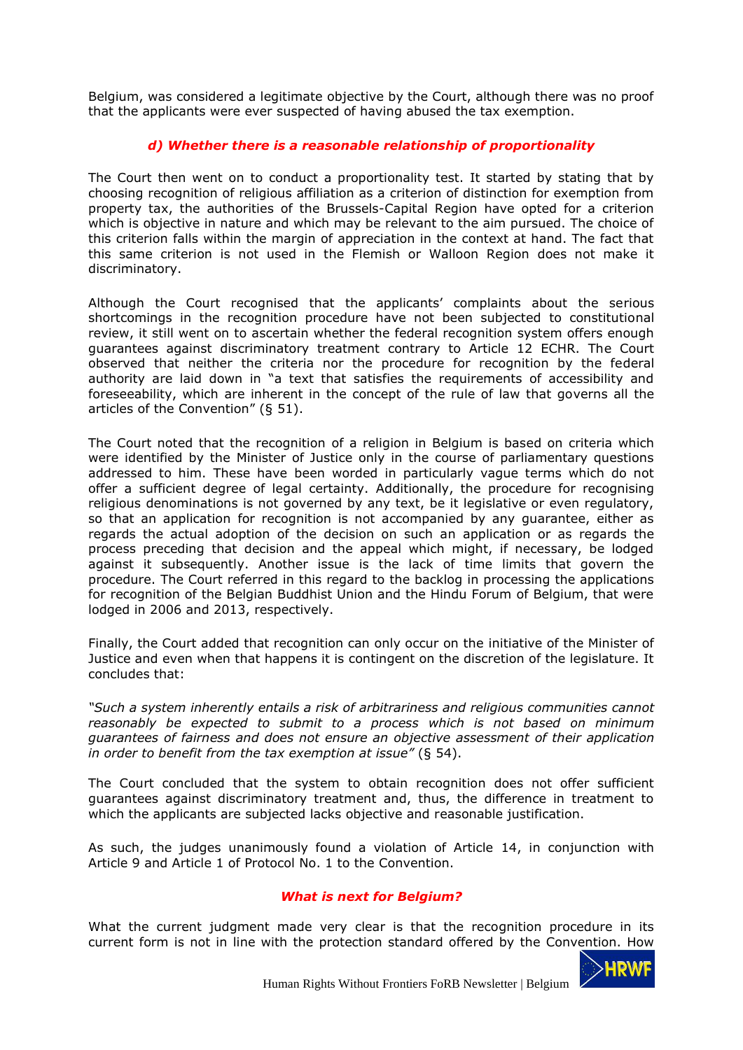Belgium, was considered a legitimate objective by the Court, although there was no proof that the applicants were ever suspected of having abused the tax exemption.

### *d) Whether there is a reasonable relationship of proportionality*

The Court then went on to conduct a proportionality test. It started by stating that by choosing recognition of religious affiliation as a criterion of distinction for exemption from property tax, the authorities of the Brussels-Capital Region have opted for a criterion which is objective in nature and which may be relevant to the aim pursued. The choice of this criterion falls within the margin of appreciation in the context at hand. The fact that this same criterion is not used in the Flemish or Walloon Region does not make it discriminatory.

Although the Court recognised that the applicants' complaints about the serious shortcomings in the recognition procedure have not been subjected to constitutional review, it still went on to ascertain whether the federal recognition system offers enough guarantees against discriminatory treatment contrary to Article 12 ECHR. The Court observed that neither the criteria nor the procedure for recognition by the federal authority are laid down in "a text that satisfies the requirements of accessibility and foreseeability, which are inherent in the concept of the rule of law that governs all the articles of the Convention" (§ 51).

The Court noted that the recognition of a religion in Belgium is based on criteria which were identified by the Minister of Justice only in the course of parliamentary questions addressed to him. These have been worded in particularly vague terms which do not offer a sufficient degree of legal certainty. Additionally, the procedure for recognising religious denominations is not governed by any text, be it legislative or even regulatory, so that an application for recognition is not accompanied by any guarantee, either as regards the actual adoption of the decision on such an application or as regards the process preceding that decision and the appeal which might, if necessary, be lodged against it subsequently. Another issue is the lack of time limits that govern the procedure. The Court referred in this regard to the backlog in processing the applications for recognition of the Belgian Buddhist Union and the Hindu Forum of Belgium, that were lodged in 2006 and 2013, respectively.

Finally, the Court added that recognition can only occur on the initiative of the Minister of Justice and even when that happens it is contingent on the discretion of the legislature. It concludes that:

*"Such a system inherently entails a risk of arbitrariness and religious communities cannot reasonably be expected to submit to a process which is not based on minimum guarantees of fairness and does not ensure an objective assessment of their application in order to benefit from the tax exemption at issue"* (§ 54).

The Court concluded that the system to obtain recognition does not offer sufficient guarantees against discriminatory treatment and, thus, the difference in treatment to which the applicants are subjected lacks objective and reasonable justification.

As such, the judges unanimously found a violation of Article 14, in conjunction with Article 9 and Article 1 of Protocol No. 1 to the Convention.

### *What is next for Belgium?*

What the current judgment made very clear is that the recognition procedure in its current form is not in line with the protection standard offered by the Convention. How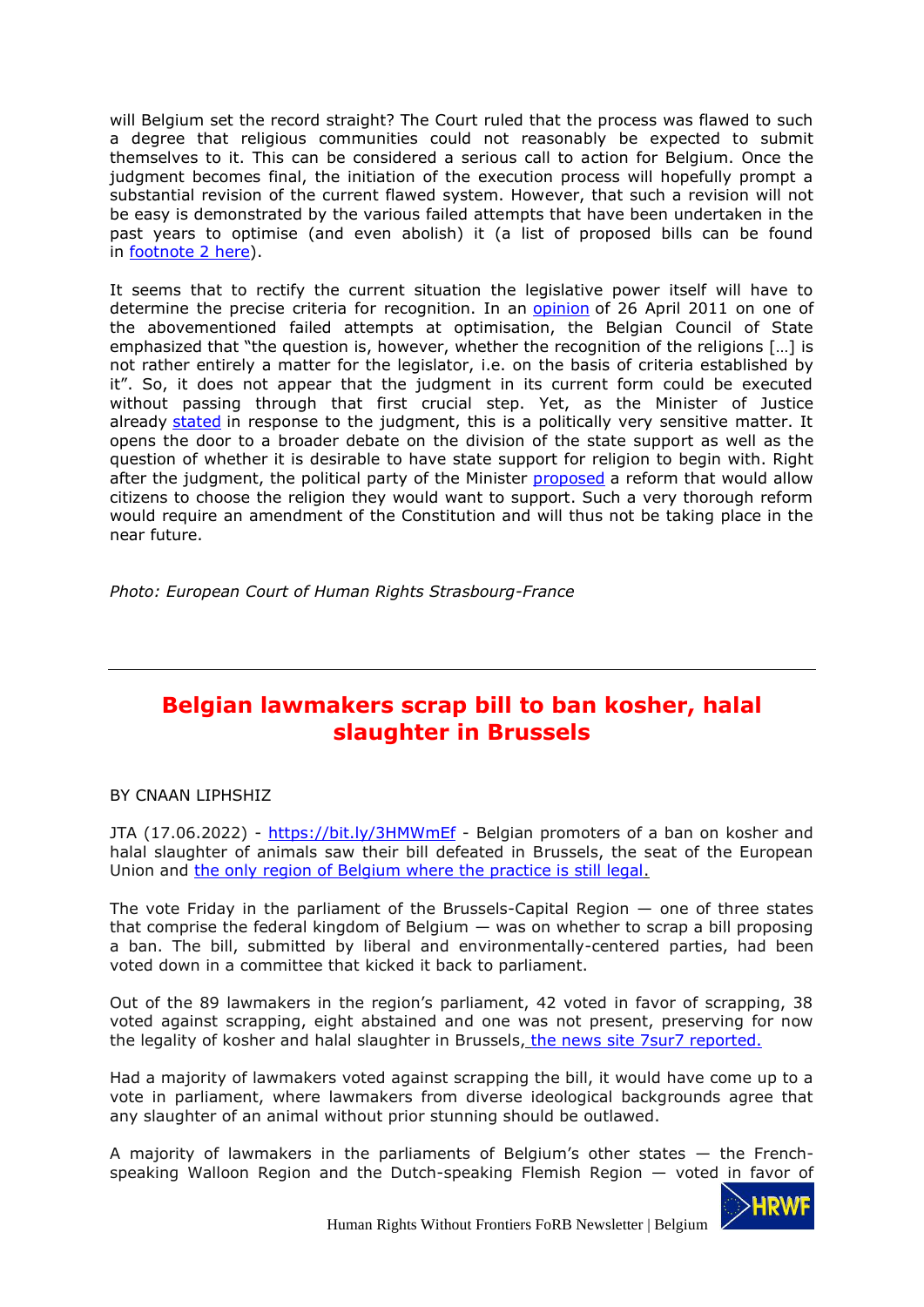will Belgium set the record straight? The Court ruled that the process was flawed to such a degree that religious communities could not reasonably be expected to submit themselves to it. This can be considered a serious call to action for Belgium. Once the judgment becomes final, the initiation of the execution process will hopefully prompt a substantial revision of the current flawed system. However, that such a revision will not be easy is demonstrated by the various failed attempts that have been undertaken in the past years to optimise (and even abolish) it (a list of proposed bills can be found in [footnote 2 here](#)).

It seems that to rectify the current situation the legislative power itself will have to determine the precise criteria for recognition. In an [opinion](#) of 26 April 2011 on one of the abovementioned failed attempts at optimisation, the Belgian Council of State emphasized that "the question is, however, whether the recognition of the religions […] is not rather entirely a matter for the legislator, i.e. on the basis of criteria established by it". So, it does not appear that the judgment in its current form could be executed without passing through that first crucial step. Yet, as the Minister of Justice already [stated](#) in response to the judgment, this is a politically very sensitive matter. It opens the door to a broader debate on the division of the state support as well as the question of whether it is desirable to have state support for religion to begin with. Right after the judgment, the political party of the Minister [proposed](#) a reform that would allow citizens to choose the religion they would want to support. Such a very thorough reform would require an amendment of the Constitution and will thus not be taking place in the near future.

*Photo: European Court of Human Rights Strasbourg-France*

---

## Belgian lawmakers scrap bill to ban kosher, halal slaughter in Brussels

BY CNAAN LIPHSHIZ

JTA (17.06.2022) - https://bit.ly/3HMWmEf - Belgian promoters of a ban on kosher and halal slaughter of animals saw their bill defeated in Brussels, the seat of the European Union and [the only region of Belgium where the practice is still legal.](#)

The vote Friday in the parliament of the Brussels-Capital Region — one of three states that comprise the federal kingdom of Belgium — was on whether to scrap a bill proposing a ban. The bill, submitted by liberal and environmentally-centered parties, had been voted down in a committee that kicked it back to parliament.

Out of the 89 lawmakers in the region's parliament, 42 voted in favor of scrapping, 38 voted against scrapping, eight abstained and one was not present, preserving for now the legality of kosher and halal slaughter in Brussels, [the news site 7sur7 reported.](#)

Had a majority of lawmakers voted against scrapping the bill, it would have come up to a vote in parliament, where lawmakers from diverse ideological backgrounds agree that any slaughter of an animal without prior stunning should be outlawed.

A majority of lawmakers in the parliaments of Belgium's other states — the French-speaking Walloon Region and the Dutch-speaking Flemish Region — voted in favor of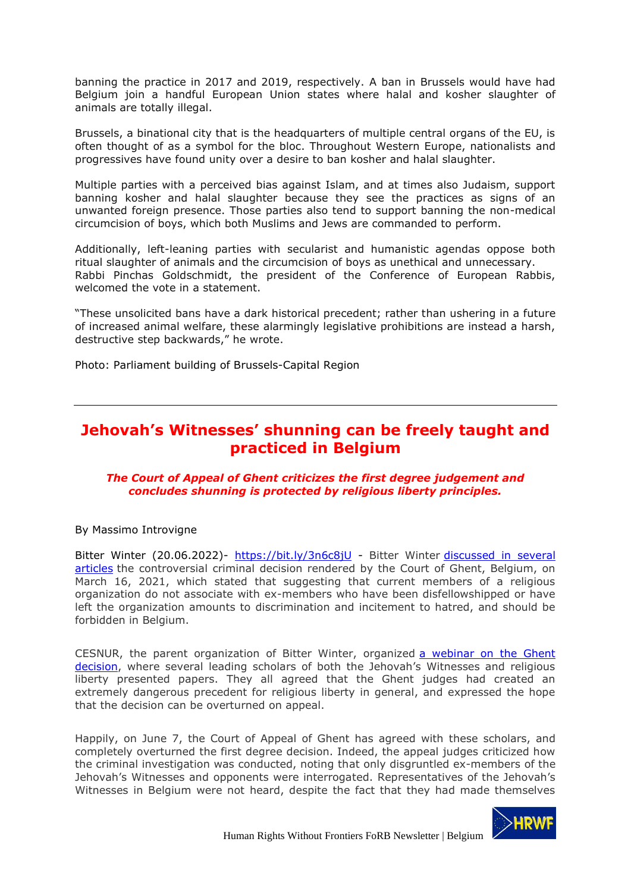banning the practice in 2017 and 2019, respectively. A ban in Brussels would have had Belgium join a handful European Union states where halal and kosher slaughter of animals are totally illegal.

Brussels, a binational city that is the headquarters of multiple central organs of the EU, is often thought of as a symbol for the bloc. Throughout Western Europe, nationalists and progressives have found unity over a desire to ban kosher and halal slaughter.

Multiple parties with a perceived bias against Islam, and at times also Judaism, support banning kosher and halal slaughter because they see the practices as signs of an unwanted foreign presence. Those parties also tend to support banning the non-medical circumcision of boys, which both Muslims and Jews are commanded to perform.

Additionally, left-leaning parties with secularist and humanistic agendas oppose both ritual slaughter of animals and the circumcision of boys as unethical and unnecessary. Rabbi Pinchas Goldschmidt, the president of the Conference of European Rabbis, welcomed the vote in a statement.

"These unsolicited bans have a dark historical precedent; rather than ushering in a future of increased animal welfare, these alarmingly legislative prohibitions are instead a harsh, destructive step backwards," he wrote.

Photo: Parliament building of Brussels-Capital Region

---

## Jehovah's Witnesses' shunning can be freely taught and practiced in Belgium

***The Court of Appeal of Ghent criticizes the first degree judgement and concludes shunning is protected by religious liberty principles.***

By Massimo Introvigne

Bitter Winter (20.06.2022)- https://bit.ly/3n6c8jU - Bitter Winter discussed in several articles the controversial criminal decision rendered by the Court of Ghent, Belgium, on March 16, 2021, which stated that suggesting that current members of a religious organization do not associate with ex-members who have been disfellowshipped or have left the organization amounts to discrimination and incitement to hatred, and should be forbidden in Belgium.

CESNUR, the parent organization of Bitter Winter, organized a webinar on the Ghent decision, where several leading scholars of both the Jehovah's Witnesses and religious liberty presented papers. They all agreed that the Ghent judges had created an extremely dangerous precedent for religious liberty in general, and expressed the hope that the decision can be overturned on appeal.

Happily, on June 7, the Court of Appeal of Ghent has agreed with these scholars, and completely overturned the first degree decision. Indeed, the appeal judges criticized how the criminal investigation was conducted, noting that only disgruntled ex-members of the Jehovah's Witnesses and opponents were interrogated. Representatives of the Jehovah's Witnesses in Belgium were not heard, despite the fact that they had made themselves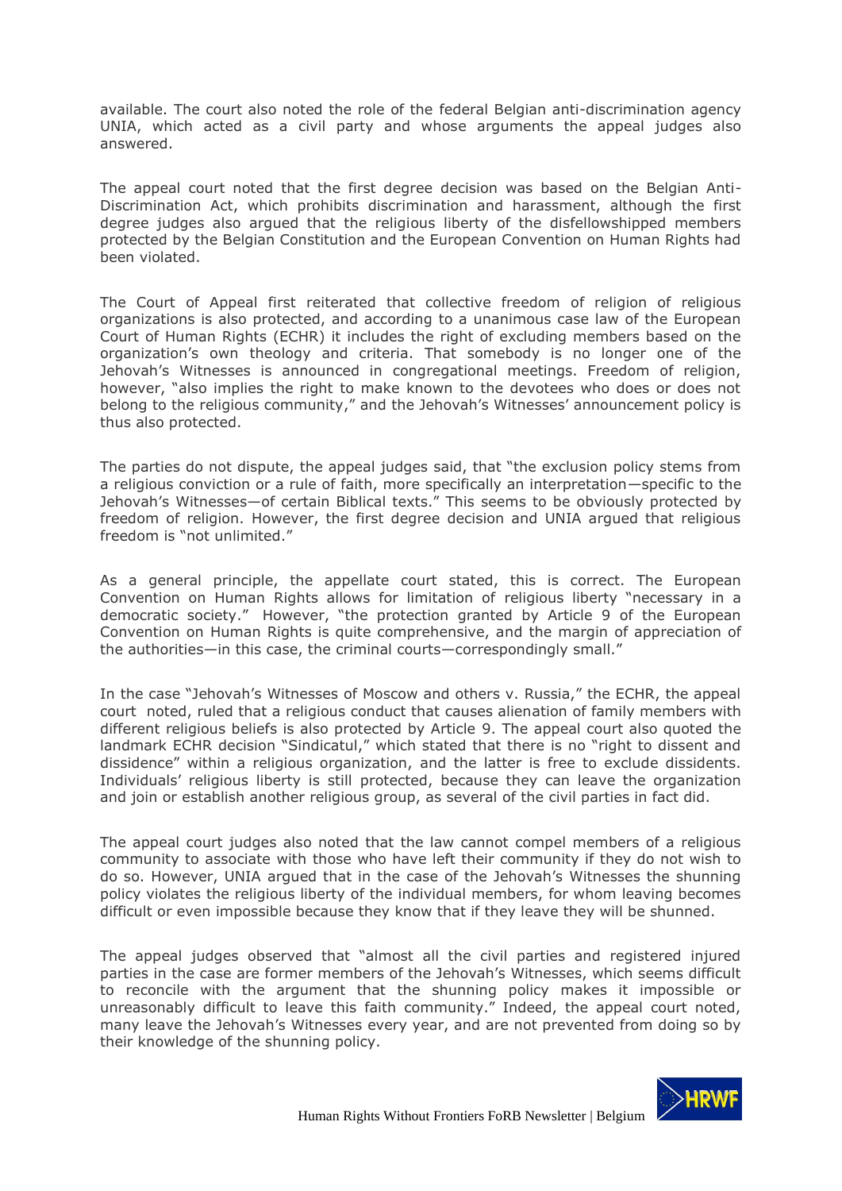available. The court also noted the role of the federal Belgian anti-discrimination agency UNIA, which acted as a civil party and whose arguments the appeal judges also answered.

The appeal court noted that the first degree decision was based on the Belgian Anti-Discrimination Act, which prohibits discrimination and harassment, although the first degree judges also argued that the religious liberty of the disfellowshipped members protected by the Belgian Constitution and the European Convention on Human Rights had been violated.

The Court of Appeal first reiterated that collective freedom of religion of religious organizations is also protected, and according to a unanimous case law of the European Court of Human Rights (ECHR) it includes the right of excluding members based on the organization's own theology and criteria. That somebody is no longer one of the Jehovah's Witnesses is announced in congregational meetings. Freedom of religion, however, "also implies the right to make known to the devotees who does or does not belong to the religious community," and the Jehovah's Witnesses' announcement policy is thus also protected.

The parties do not dispute, the appeal judges said, that "the exclusion policy stems from a religious conviction or a rule of faith, more specifically an interpretation—specific to the Jehovah's Witnesses—of certain Biblical texts." This seems to be obviously protected by freedom of religion. However, the first degree decision and UNIA argued that religious freedom is "not unlimited."

As a general principle, the appellate court stated, this is correct. The European Convention on Human Rights allows for limitation of religious liberty "necessary in a democratic society." However, "the protection granted by Article 9 of the European Convention on Human Rights is quite comprehensive, and the margin of appreciation of the authorities—in this case, the criminal courts—correspondingly small."

In the case "Jehovah's Witnesses of Moscow and others v. Russia," the ECHR, the appeal court noted, ruled that a religious conduct that causes alienation of family members with different religious beliefs is also protected by Article 9. The appeal court also quoted the landmark ECHR decision "Sindicatul," which stated that there is no "right to dissent and dissidence" within a religious organization, and the latter is free to exclude dissidents. Individuals' religious liberty is still protected, because they can leave the organization and join or establish another religious group, as several of the civil parties in fact did.

The appeal court judges also noted that the law cannot compel members of a religious community to associate with those who have left their community if they do not wish to do so. However, UNIA argued that in the case of the Jehovah's Witnesses the shunning policy violates the religious liberty of the individual members, for whom leaving becomes difficult or even impossible because they know that if they leave they will be shunned.

The appeal judges observed that "almost all the civil parties and registered injured parties in the case are former members of the Jehovah's Witnesses, which seems difficult to reconcile with the argument that the shunning policy makes it impossible or unreasonably difficult to leave this faith community." Indeed, the appeal court noted, many leave the Jehovah's Witnesses every year, and are not prevented from doing so by their knowledge of the shunning policy.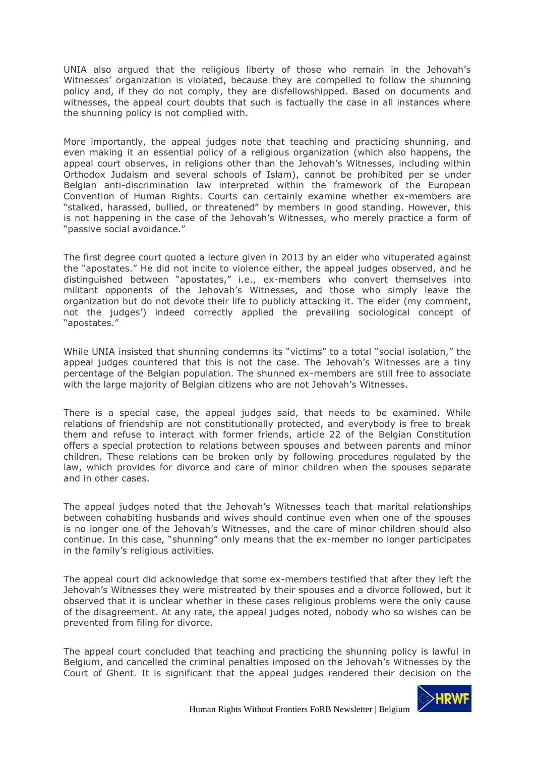UNIA also argued that the religious liberty of those who remain in the Jehovah's Witnesses' organization is violated, because they are compelled to follow the shunning policy and, if they do not comply, they are disfellowshipped. Based on documents and witnesses, the appeal court doubts that such is factually the case in all instances where the shunning policy is not complied with.

More importantly, the appeal judges note that teaching and practicing shunning, and even making it an essential policy of a religious organization (which also happens, the appeal court observes, in religions other than the Jehovah's Witnesses, including within Orthodox Judaism and several schools of Islam), cannot be prohibited per se under Belgian anti-discrimination law interpreted within the framework of the European Convention of Human Rights. Courts can certainly examine whether ex-members are "stalked, harassed, bullied, or threatened" by members in good standing. However, this is not happening in the case of the Jehovah's Witnesses, who merely practice a form of "passive social avoidance."

The first degree court quoted a lecture given in 2013 by an elder who vituperated against the "apostates." He did not incite to violence either, the appeal judges observed, and he distinguished between "apostates," i.e., ex-members who convert themselves into militant opponents of the Jehovah's Witnesses, and those who simply leave the organization but do not devote their life to publicly attacking it. The elder (my comment, not the judges') indeed correctly applied the prevailing sociological concept of "apostates."

While UNIA insisted that shunning condemns its "victims" to a total "social isolation," the appeal judges countered that this is not the case. The Jehovah's Witnesses are a tiny percentage of the Belgian population. The shunned ex-members are still free to associate with the large majority of Belgian citizens who are not Jehovah's Witnesses.

There is a special case, the appeal judges said, that needs to be examined. While relations of friendship are not constitutionally protected, and everybody is free to break them and refuse to interact with former friends, article 22 of the Belgian Constitution offers a special protection to relations between spouses and between parents and minor children. These relations can be broken only by following procedures regulated by the law, which provides for divorce and care of minor children when the spouses separate and in other cases.

The appeal judges noted that the Jehovah's Witnesses teach that marital relationships between cohabiting husbands and wives should continue even when one of the spouses is no longer one of the Jehovah's Witnesses, and the care of minor children should also continue. In this case, "shunning" only means that the ex-member no longer participates in the family's religious activities.

The appeal court did acknowledge that some ex-members testified that after they left the Jehovah's Witnesses they were mistreated by their spouses and a divorce followed, but it observed that it is unclear whether in these cases religious problems were the only cause of the disagreement. At any rate, the appeal judges noted, nobody who so wishes can be prevented from filing for divorce.

The appeal court concluded that teaching and practicing the shunning policy is lawful in Belgium, and cancelled the criminal penalties imposed on the Jehovah's Witnesses by the Court of Ghent. It is significant that the appeal judges rendered their decision on the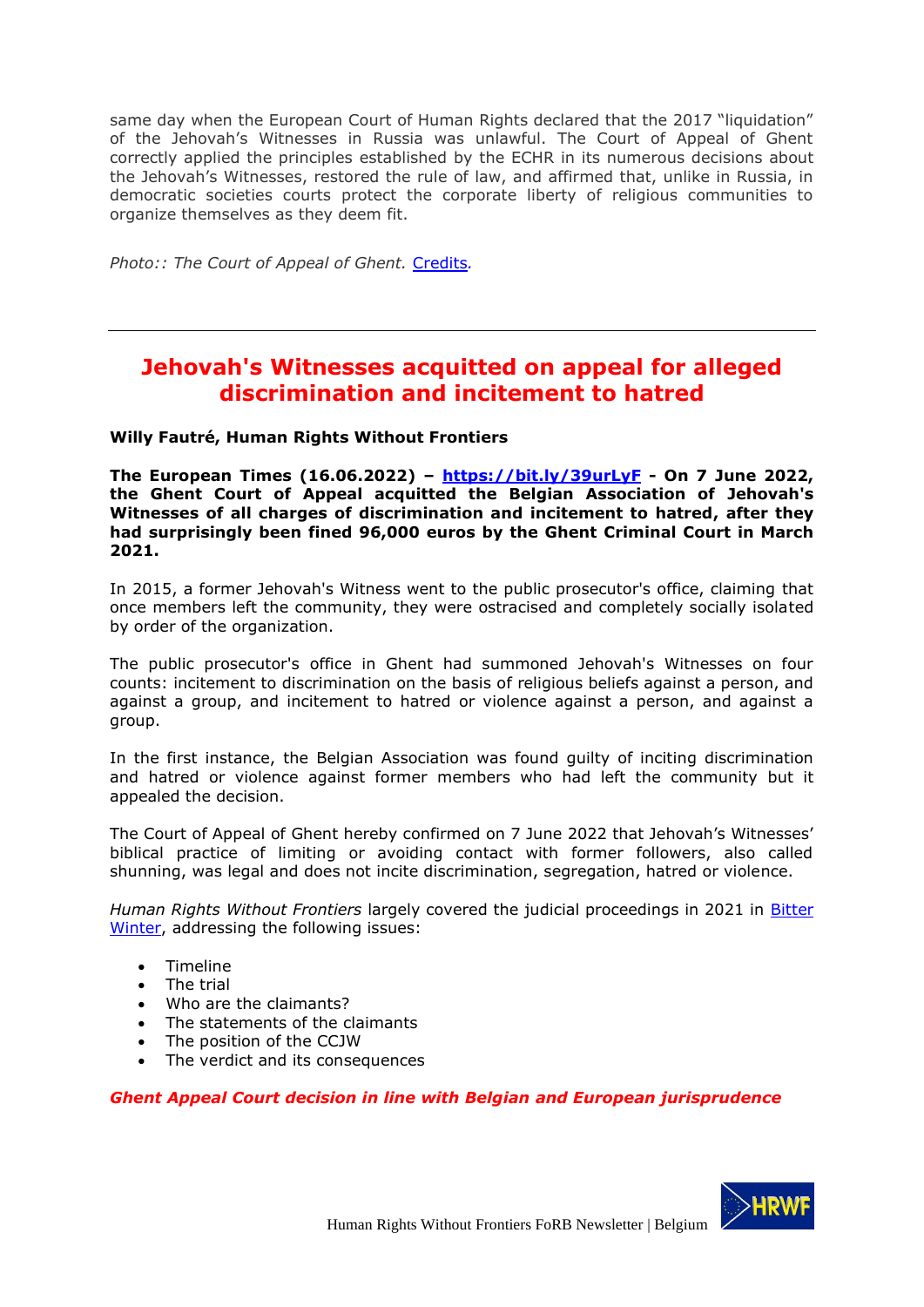same day when the European Court of Human Rights declared that the 2017 "liquidation" of the Jehovah's Witnesses in Russia was unlawful. The Court of Appeal of Ghent correctly applied the principles established by the ECHR in its numerous decisions about the Jehovah's Witnesses, restored the rule of law, and affirmed that, unlike in Russia, in democratic societies courts protect the corporate liberty of religious communities to organize themselves as they deem fit.

*Photo:: The Court of Appeal of Ghent.* [Credits](.)

---

## Jehovah's Witnesses acquitted on appeal for alleged discrimination and incitement to hatred

**Willy Fautré, Human Rights Without Frontiers**

**The European Times (16.06.2022) – https://bit.ly/39urLyF - On 7 June 2022, the Ghent Court of Appeal acquitted the Belgian Association of Jehovah's Witnesses of all charges of discrimination and incitement to hatred, after they had surprisingly been fined 96,000 euros by the Ghent Criminal Court in March 2021.**

In 2015, a former Jehovah's Witness went to the public prosecutor's office, claiming that once members left the community, they were ostracised and completely socially isolated by order of the organization.

The public prosecutor's office in Ghent had summoned Jehovah's Witnesses on four counts: incitement to discrimination on the basis of religious beliefs against a person, and against a group, and incitement to hatred or violence against a person, and against a group.

In the first instance, the Belgian Association was found guilty of inciting discrimination and hatred or violence against former members who had left the community but it appealed the decision.

The Court of Appeal of Ghent hereby confirmed on 7 June 2022 that Jehovah's Witnesses' biblical practice of limiting or avoiding contact with former followers, also called shunning, was legal and does not incite discrimination, segregation, hatred or violence.

*Human Rights Without Frontiers* largely covered the judicial proceedings in 2021 in Bitter Winter, addressing the following issues:

- Timeline
- The trial
- Who are the claimants?
- The statements of the claimants
- The position of the CCJW
- The verdict and its consequences

***Ghent Appeal Court decision in line with Belgian and European jurisprudence***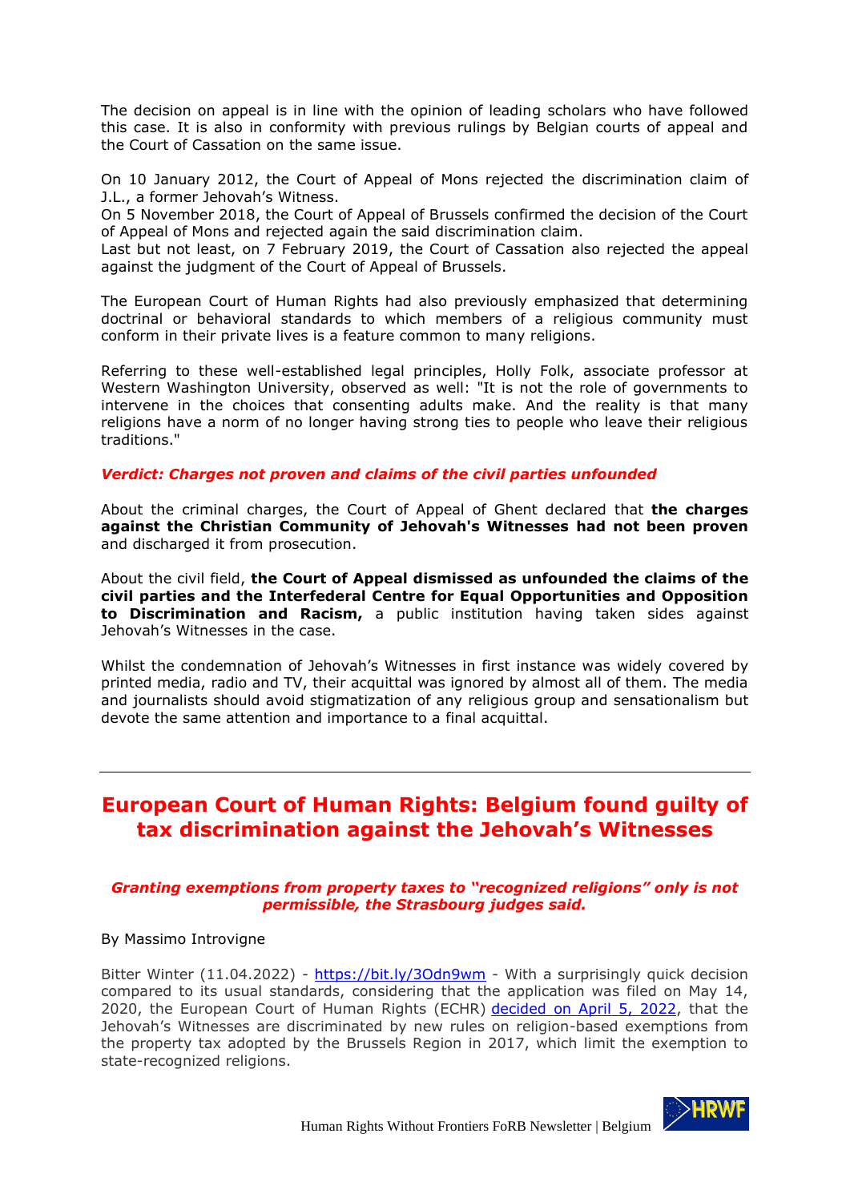The decision on appeal is in line with the opinion of leading scholars who have followed this case. It is also in conformity with previous rulings by Belgian courts of appeal and the Court of Cassation on the same issue.

On 10 January 2012, the Court of Appeal of Mons rejected the discrimination claim of J.L., a former Jehovah's Witness.
On 5 November 2018, the Court of Appeal of Brussels confirmed the decision of the Court of Appeal of Mons and rejected again the said discrimination claim.
Last but not least, on 7 February 2019, the Court of Cassation also rejected the appeal against the judgment of the Court of Appeal of Brussels.

The European Court of Human Rights had also previously emphasized that determining doctrinal or behavioral standards to which members of a religious community must conform in their private lives is a feature common to many religions.

Referring to these well-established legal principles, Holly Folk, associate professor at Western Washington University, observed as well: "It is not the role of governments to intervene in the choices that consenting adults make. And the reality is that many religions have a norm of no longer having strong ties to people who leave their religious traditions."

***Verdict: Charges not proven and claims of the civil parties unfounded***

About the criminal charges, the Court of Appeal of Ghent declared that **the charges against the Christian Community of Jehovah's Witnesses had not been proven** and discharged it from prosecution.

About the civil field, **the Court of Appeal dismissed as unfounded the claims of the civil parties and the Interfederal Centre for Equal Opportunities and Opposition to Discrimination and Racism,** a public institution having taken sides against Jehovah's Witnesses in the case.

Whilst the condemnation of Jehovah's Witnesses in first instance was widely covered by printed media, radio and TV, their acquittal was ignored by almost all of them. The media and journalists should avoid stigmatization of any religious group and sensationalism but devote the same attention and importance to a final acquittal.

---

## European Court of Human Rights: Belgium found guilty of tax discrimination against the Jehovah's Witnesses

***Granting exemptions from property taxes to "recognized religions" only is not permissible, the Strasbourg judges said.***

By Massimo Introvigne

Bitter Winter (11.04.2022) - https://bit.ly/3Odn9wm - With a surprisingly quick decision compared to its usual standards, considering that the application was filed on May 14, 2020, the European Court of Human Rights (ECHR) decided on April 5, 2022, that the Jehovah's Witnesses are discriminated by new rules on religion-based exemptions from the property tax adopted by the Brussels Region in 2017, which limit the exemption to state-recognized religions.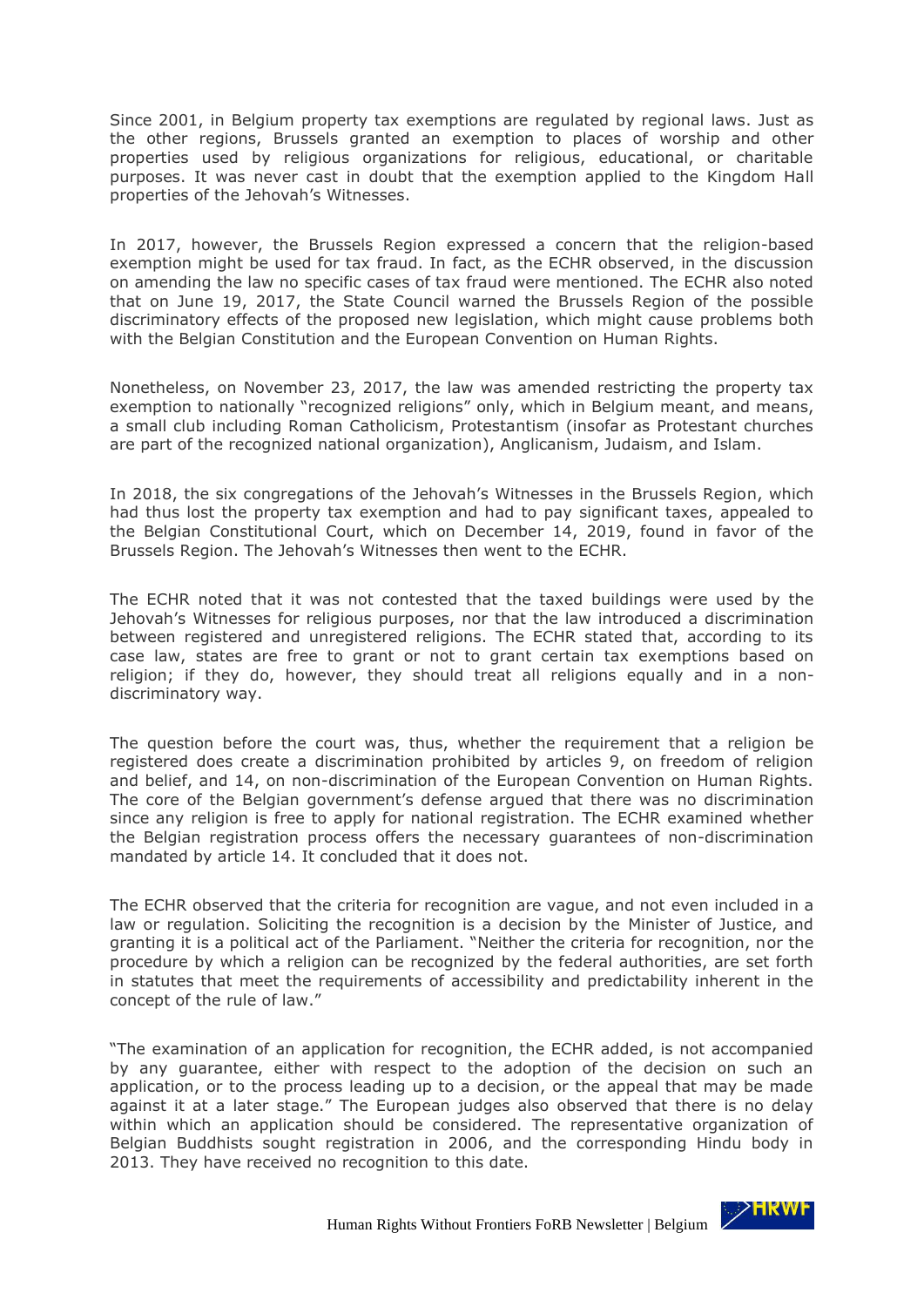Since 2001, in Belgium property tax exemptions are regulated by regional laws. Just as the other regions, Brussels granted an exemption to places of worship and other properties used by religious organizations for religious, educational, or charitable purposes. It was never cast in doubt that the exemption applied to the Kingdom Hall properties of the Jehovah's Witnesses.

In 2017, however, the Brussels Region expressed a concern that the religion-based exemption might be used for tax fraud. In fact, as the ECHR observed, in the discussion on amending the law no specific cases of tax fraud were mentioned. The ECHR also noted that on June 19, 2017, the State Council warned the Brussels Region of the possible discriminatory effects of the proposed new legislation, which might cause problems both with the Belgian Constitution and the European Convention on Human Rights.

Nonetheless, on November 23, 2017, the law was amended restricting the property tax exemption to nationally "recognized religions" only, which in Belgium meant, and means, a small club including Roman Catholicism, Protestantism (insofar as Protestant churches are part of the recognized national organization), Anglicanism, Judaism, and Islam.

In 2018, the six congregations of the Jehovah's Witnesses in the Brussels Region, which had thus lost the property tax exemption and had to pay significant taxes, appealed to the Belgian Constitutional Court, which on December 14, 2019, found in favor of the Brussels Region. The Jehovah's Witnesses then went to the ECHR.

The ECHR noted that it was not contested that the taxed buildings were used by the Jehovah's Witnesses for religious purposes, nor that the law introduced a discrimination between registered and unregistered religions. The ECHR stated that, according to its case law, states are free to grant or not to grant certain tax exemptions based on religion; if they do, however, they should treat all religions equally and in a non-discriminatory way.

The question before the court was, thus, whether the requirement that a religion be registered does create a discrimination prohibited by articles 9, on freedom of religion and belief, and 14, on non-discrimination of the European Convention on Human Rights. The core of the Belgian government's defense argued that there was no discrimination since any religion is free to apply for national registration. The ECHR examined whether the Belgian registration process offers the necessary guarantees of non-discrimination mandated by article 14. It concluded that it does not.

The ECHR observed that the criteria for recognition are vague, and not even included in a law or regulation. Soliciting the recognition is a decision by the Minister of Justice, and granting it is a political act of the Parliament. "Neither the criteria for recognition, nor the procedure by which a religion can be recognized by the federal authorities, are set forth in statutes that meet the requirements of accessibility and predictability inherent in the concept of the rule of law."

"The examination of an application for recognition, the ECHR added, is not accompanied by any guarantee, either with respect to the adoption of the decision on such an application, or to the process leading up to a decision, or the appeal that may be made against it at a later stage." The European judges also observed that there is no delay within which an application should be considered. The representative organization of Belgian Buddhists sought registration in 2006, and the corresponding Hindu body in 2013. They have received no recognition to this date.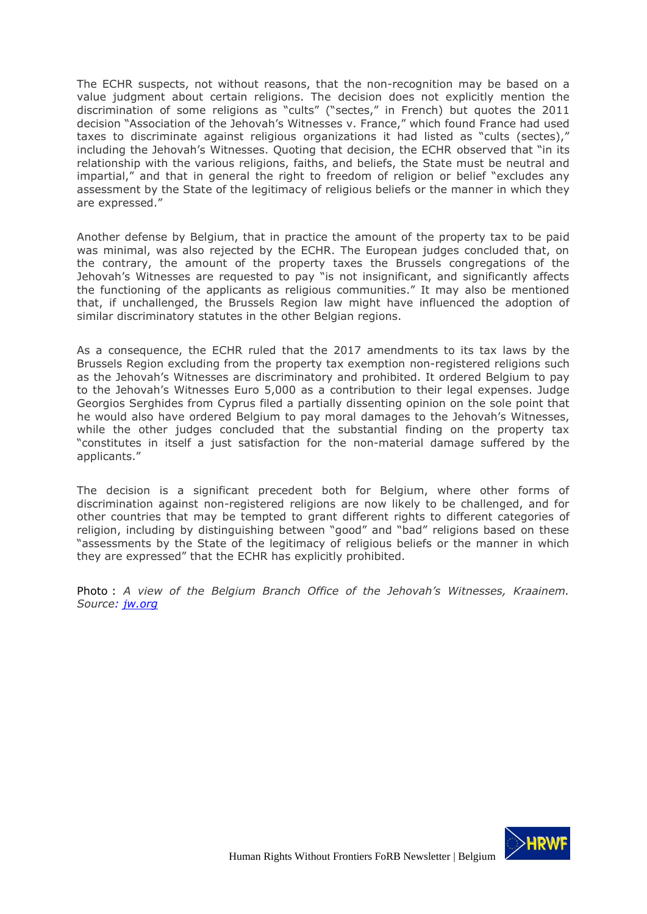The ECHR suspects, not without reasons, that the non-recognition may be based on a value judgment about certain religions. The decision does not explicitly mention the discrimination of some religions as "cults" ("sectes," in French) but quotes the 2011 decision "Association of the Jehovah's Witnesses v. France," which found France had used taxes to discriminate against religious organizations it had listed as "cults (sectes)," including the Jehovah's Witnesses. Quoting that decision, the ECHR observed that "in its relationship with the various religions, faiths, and beliefs, the State must be neutral and impartial," and that in general the right to freedom of religion or belief "excludes any assessment by the State of the legitimacy of religious beliefs or the manner in which they are expressed."

Another defense by Belgium, that in practice the amount of the property tax to be paid was minimal, was also rejected by the ECHR. The European judges concluded that, on the contrary, the amount of the property taxes the Brussels congregations of the Jehovah's Witnesses are requested to pay "is not insignificant, and significantly affects the functioning of the applicants as religious communities." It may also be mentioned that, if unchallenged, the Brussels Region law might have influenced the adoption of similar discriminatory statutes in the other Belgian regions.

As a consequence, the ECHR ruled that the 2017 amendments to its tax laws by the Brussels Region excluding from the property tax exemption non-registered religions such as the Jehovah's Witnesses are discriminatory and prohibited. It ordered Belgium to pay to the Jehovah's Witnesses Euro 5,000 as a contribution to their legal expenses. Judge Georgios Serghides from Cyprus filed a partially dissenting opinion on the sole point that he would also have ordered Belgium to pay moral damages to the Jehovah's Witnesses, while the other judges concluded that the substantial finding on the property tax "constitutes in itself a just satisfaction for the non-material damage suffered by the applicants."

The decision is a significant precedent both for Belgium, where other forms of discrimination against non-registered religions are now likely to be challenged, and for other countries that may be tempted to grant different rights to different categories of religion, including by distinguishing between "good" and "bad" religions based on these "assessments by the State of the legitimacy of religious beliefs or the manner in which they are expressed" that the ECHR has explicitly prohibited.

Photo : *A view of the Belgium Branch Office of the Jehovah's Witnesses, Kraainem. Source: [jw.org](jw.org)*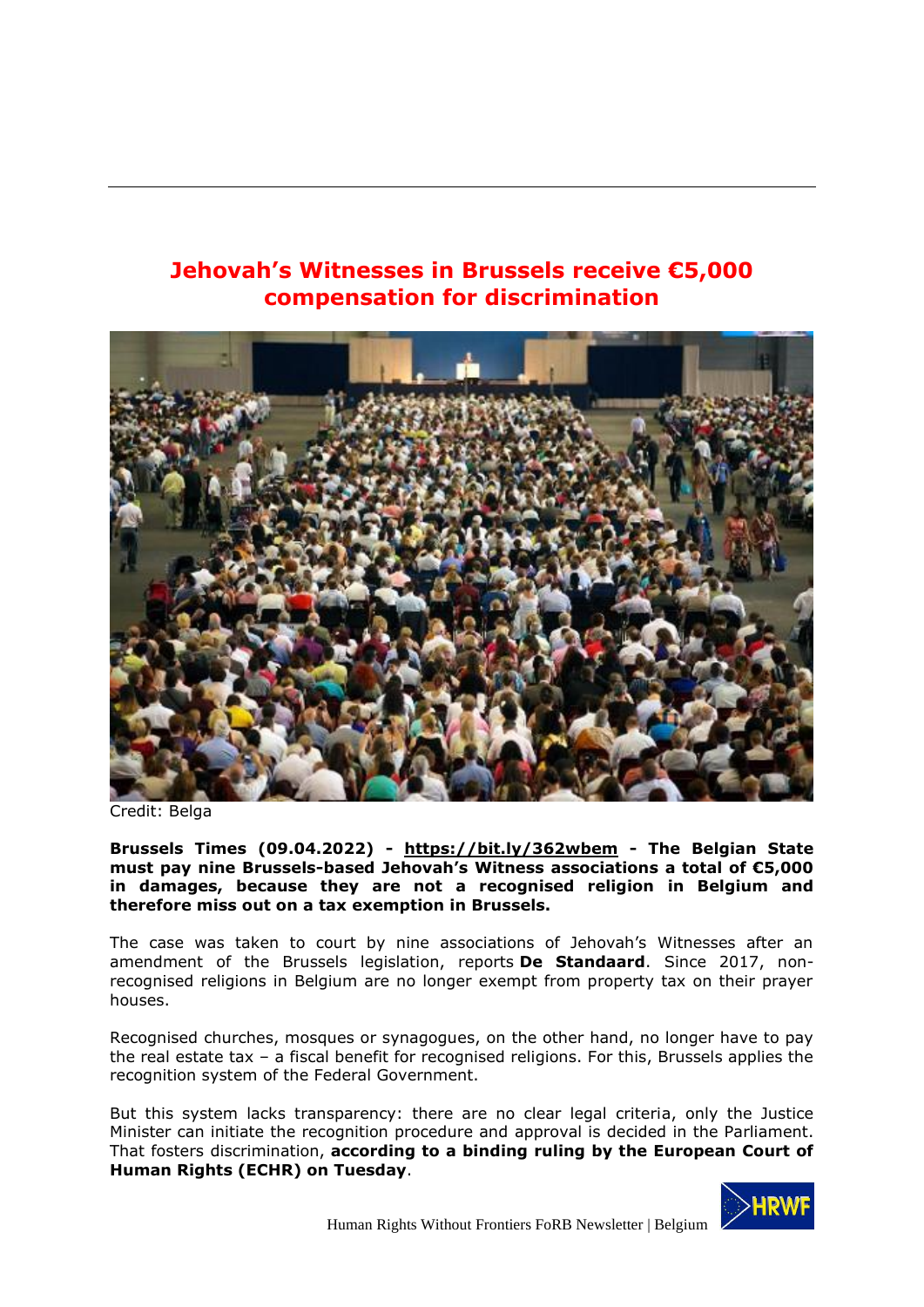## Jehovah's Witnesses in Brussels receive €5,000 compensation for discrimination

Credit: Belga

**Brussels Times (09.04.2022) - https://bit.ly/362wbem - The Belgian State must pay nine Brussels-based Jehovah's Witness associations a total of €5,000 in damages, because they are not a recognised religion in Belgium and therefore miss out on a tax exemption in Brussels.**

The case was taken to court by nine associations of Jehovah's Witnesses after an amendment of the Brussels legislation, reports **De Standaard**. Since 2017, non-recognised religions in Belgium are no longer exempt from property tax on their prayer houses.

Recognised churches, mosques or synagogues, on the other hand, no longer have to pay the real estate tax – a fiscal benefit for recognised religions. For this, Brussels applies the recognition system of the Federal Government.

But this system lacks transparency: there are no clear legal criteria, only the Justice Minister can initiate the recognition procedure and approval is decided in the Parliament. That fosters discrimination, **according to a binding ruling by the European Court of Human Rights (ECHR) on Tuesday**.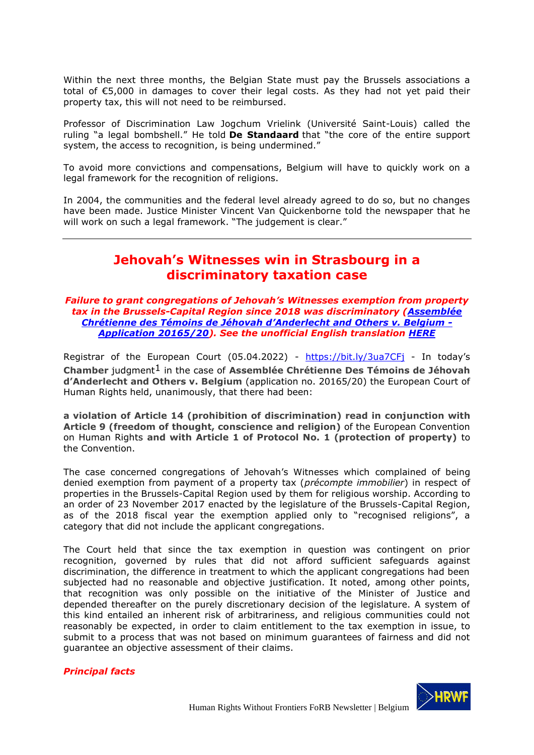Within the next three months, the Belgian State must pay the Brussels associations a total of €5,000 in damages to cover their legal costs. As they had not yet paid their property tax, this will not need to be reimbursed.

Professor of Discrimination Law Jogchum Vrielink (Université Saint-Louis) called the ruling "a legal bombshell." He told **De Standaard** that "the core of the entire support system, the access to recognition, is being undermined."

To avoid more convictions and compensations, Belgium will have to quickly work on a legal framework for the recognition of religions.

In 2004, the communities and the federal level already agreed to do so, but no changes have been made. Justice Minister Vincent Van Quickenborne told the newspaper that he will work on such a legal framework. "The judgement is clear."

---

## Jehovah's Witnesses win in Strasbourg in a discriminatory taxation case

***Failure to grant congregations of Jehovah's Witnesses exemption from property tax in the Brussels-Capital Region since 2018 was discriminatory (Assemblée Chrétienne des Témoins de Jéhovah d'Anderlecht and Others v. Belgium - Application 20165/20). See the unofficial English translation HERE***

Registrar of the European Court (05.04.2022) - https://bit.ly/3ua7CFj - In today's **Chamber** judgment[1] in the case of **Assemblée Chrétienne Des Témoins de Jéhovah d'Anderlecht and Others v. Belgium** (application no. 20165/20) the European Court of Human Rights held, unanimously, that there had been:

**a violation of Article 14 (prohibition of discrimination) read in conjunction with Article 9 (freedom of thought, conscience and religion)** of the European Convention on Human Rights **and with Article 1 of Protocol No. 1 (protection of property)** to the Convention.

The case concerned congregations of Jehovah's Witnesses which complained of being denied exemption from payment of a property tax (*précompte immobilier*) in respect of properties in the Brussels-Capital Region used by them for religious worship. According to an order of 23 November 2017 enacted by the legislature of the Brussels-Capital Region, as of the 2018 fiscal year the exemption applied only to "recognised religions", a category that did not include the applicant congregations.

The Court held that since the tax exemption in question was contingent on prior recognition, governed by rules that did not afford sufficient safeguards against discrimination, the difference in treatment to which the applicant congregations had been subjected had no reasonable and objective justification. It noted, among other points, that recognition was only possible on the initiative of the Minister of Justice and depended thereafter on the purely discretionary decision of the legislature. A system of this kind entailed an inherent risk of arbitrariness, and religious communities could not reasonably be expected, in order to claim entitlement to the tax exemption in issue, to submit to a process that was not based on minimum guarantees of fairness and did not guarantee an objective assessment of their claims.

***Principal facts***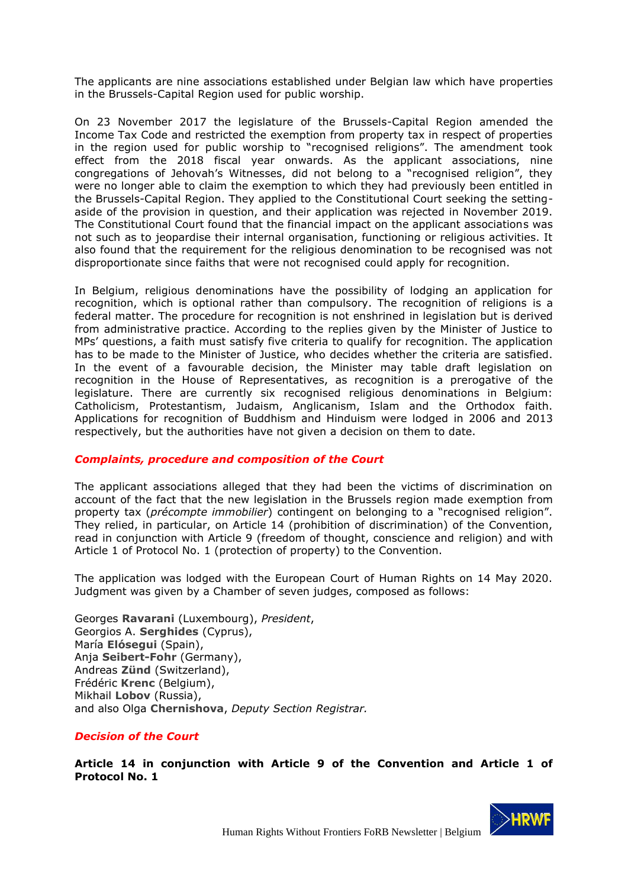The applicants are nine associations established under Belgian law which have properties in the Brussels-Capital Region used for public worship.

On 23 November 2017 the legislature of the Brussels-Capital Region amended the Income Tax Code and restricted the exemption from property tax in respect of properties in the region used for public worship to "recognised religions". The amendment took effect from the 2018 fiscal year onwards. As the applicant associations, nine congregations of Jehovah's Witnesses, did not belong to a "recognised religion", they were no longer able to claim the exemption to which they had previously been entitled in the Brussels-Capital Region. They applied to the Constitutional Court seeking the setting-aside of the provision in question, and their application was rejected in November 2019. The Constitutional Court found that the financial impact on the applicant associations was not such as to jeopardise their internal organisation, functioning or religious activities. It also found that the requirement for the religious denomination to be recognised was not disproportionate since faiths that were not recognised could apply for recognition.

In Belgium, religious denominations have the possibility of lodging an application for recognition, which is optional rather than compulsory. The recognition of religions is a federal matter. The procedure for recognition is not enshrined in legislation but is derived from administrative practice. According to the replies given by the Minister of Justice to MPs' questions, a faith must satisfy five criteria to qualify for recognition. The application has to be made to the Minister of Justice, who decides whether the criteria are satisfied. In the event of a favourable decision, the Minister may table draft legislation on recognition in the House of Representatives, as recognition is a prerogative of the legislature. There are currently six recognised religious denominations in Belgium: Catholicism, Protestantism, Judaism, Anglicanism, Islam and the Orthodox faith. Applications for recognition of Buddhism and Hinduism were lodged in 2006 and 2013 respectively, but the authorities have not given a decision on them to date.

### *Complaints, procedure and composition of the Court*

The applicant associations alleged that they had been the victims of discrimination on account of the fact that the new legislation in the Brussels region made exemption from property tax (*précompte immobilier*) contingent on belonging to a "recognised religion". They relied, in particular, on Article 14 (prohibition of discrimination) of the Convention, read in conjunction with Article 9 (freedom of thought, conscience and religion) and with Article 1 of Protocol No. 1 (protection of property) to the Convention.

The application was lodged with the European Court of Human Rights on 14 May 2020. Judgment was given by a Chamber of seven judges, composed as follows:

Georges **Ravarani** (Luxembourg), *President*,
Georgios A. **Serghides** (Cyprus),
María **Elósegui** (Spain),
Anja **Seibert-Fohr** (Germany),
Andreas **Zünd** (Switzerland),
Frédéric **Krenc** (Belgium),
Mikhail **Lobov** (Russia),
and also Olga **Chernishova**, *Deputy Section Registrar.*

### *Decision of the Court*

**Article 14 in conjunction with Article 9 of the Convention and Article 1 of Protocol No. 1**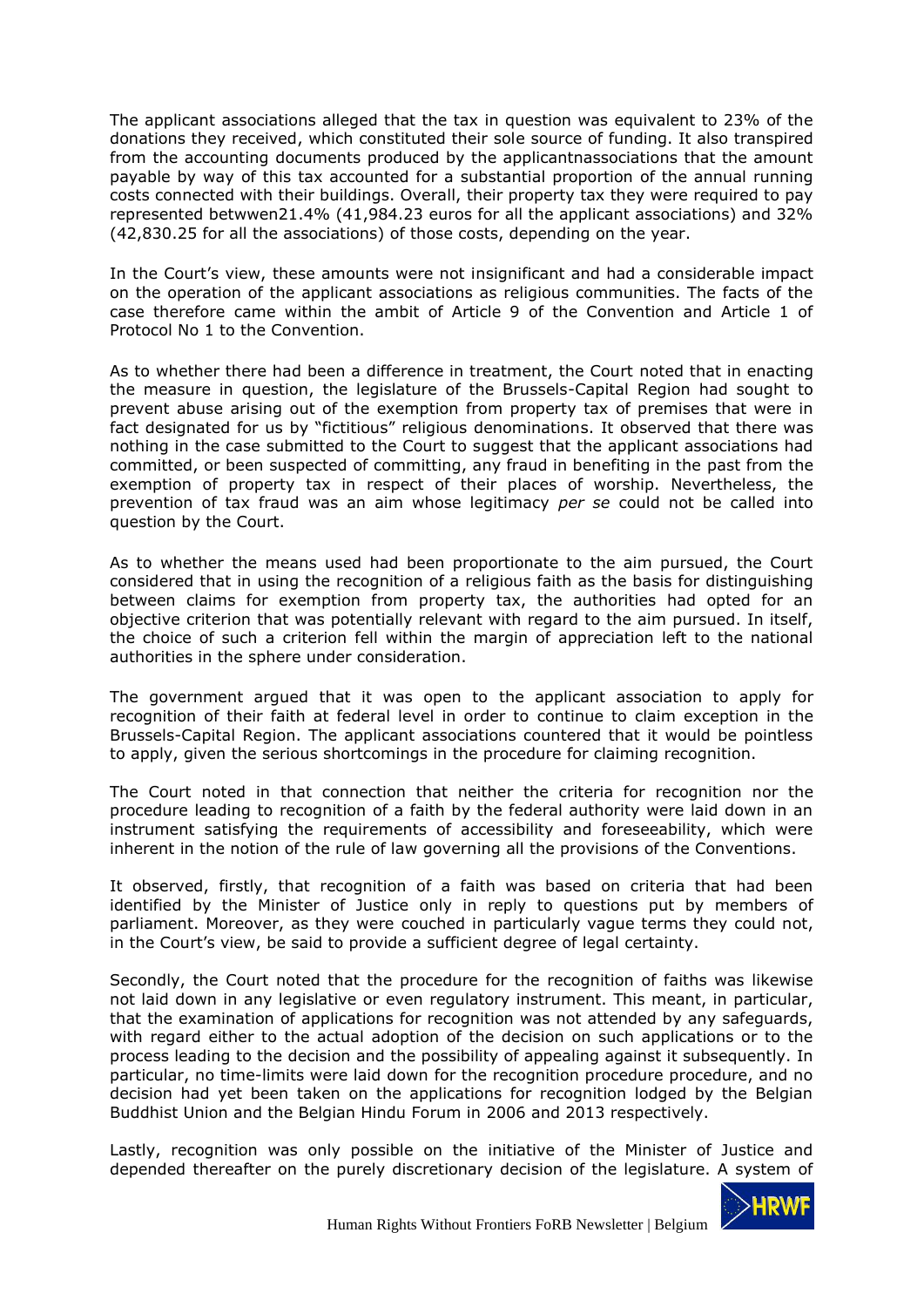The applicant associations alleged that the tax in question was equivalent to 23% of the donations they received, which constituted their sole source of funding. It also transpired from the accounting documents produced by the applicantnassociations that the amount payable by way of this tax accounted for a substantial proportion of the annual running costs connected with their buildings. Overall, their property tax they were required to pay represented betwwen21.4% (41,984.23 euros for all the applicant associations) and 32% (42,830.25 for all the associations) of those costs, depending on the year.

In the Court's view, these amounts were not insignificant and had a considerable impact on the operation of the applicant associations as religious communities. The facts of the case therefore came within the ambit of Article 9 of the Convention and Article 1 of Protocol No 1 to the Convention.

As to whether there had been a difference in treatment, the Court noted that in enacting the measure in question, the legislature of the Brussels-Capital Region had sought to prevent abuse arising out of the exemption from property tax of premises that were in fact designated for us by "fictitious" religious denominations. It observed that there was nothing in the case submitted to the Court to suggest that the applicant associations had committed, or been suspected of committing, any fraud in benefiting in the past from the exemption of property tax in respect of their places of worship. Nevertheless, the prevention of tax fraud was an aim whose legitimacy *per se* could not be called into question by the Court.

As to whether the means used had been proportionate to the aim pursued, the Court considered that in using the recognition of a religious faith as the basis for distinguishing between claims for exemption from property tax, the authorities had opted for an objective criterion that was potentially relevant with regard to the aim pursued. In itself, the choice of such a criterion fell within the margin of appreciation left to the national authorities in the sphere under consideration.

The government argued that it was open to the applicant association to apply for recognition of their faith at federal level in order to continue to claim exception in the Brussels-Capital Region. The applicant associations countered that it would be pointless to apply, given the serious shortcomings in the procedure for claiming recognition.

The Court noted in that connection that neither the criteria for recognition nor the procedure leading to recognition of a faith by the federal authority were laid down in an instrument satisfying the requirements of accessibility and foreseeability, which were inherent in the notion of the rule of law governing all the provisions of the Conventions.

It observed, firstly, that recognition of a faith was based on criteria that had been identified by the Minister of Justice only in reply to questions put by members of parliament. Moreover, as they were couched in particularly vague terms they could not, in the Court's view, be said to provide a sufficient degree of legal certainty.

Secondly, the Court noted that the procedure for the recognition of faiths was likewise not laid down in any legislative or even regulatory instrument. This meant, in particular, that the examination of applications for recognition was not attended by any safeguards, with regard either to the actual adoption of the decision on such applications or to the process leading to the decision and the possibility of appealing against it subsequently. In particular, no time-limits were laid down for the recognition procedure procedure, and no decision had yet been taken on the applications for recognition lodged by the Belgian Buddhist Union and the Belgian Hindu Forum in 2006 and 2013 respectively.

Lastly, recognition was only possible on the initiative of the Minister of Justice and depended thereafter on the purely discretionary decision of the legislature. A system of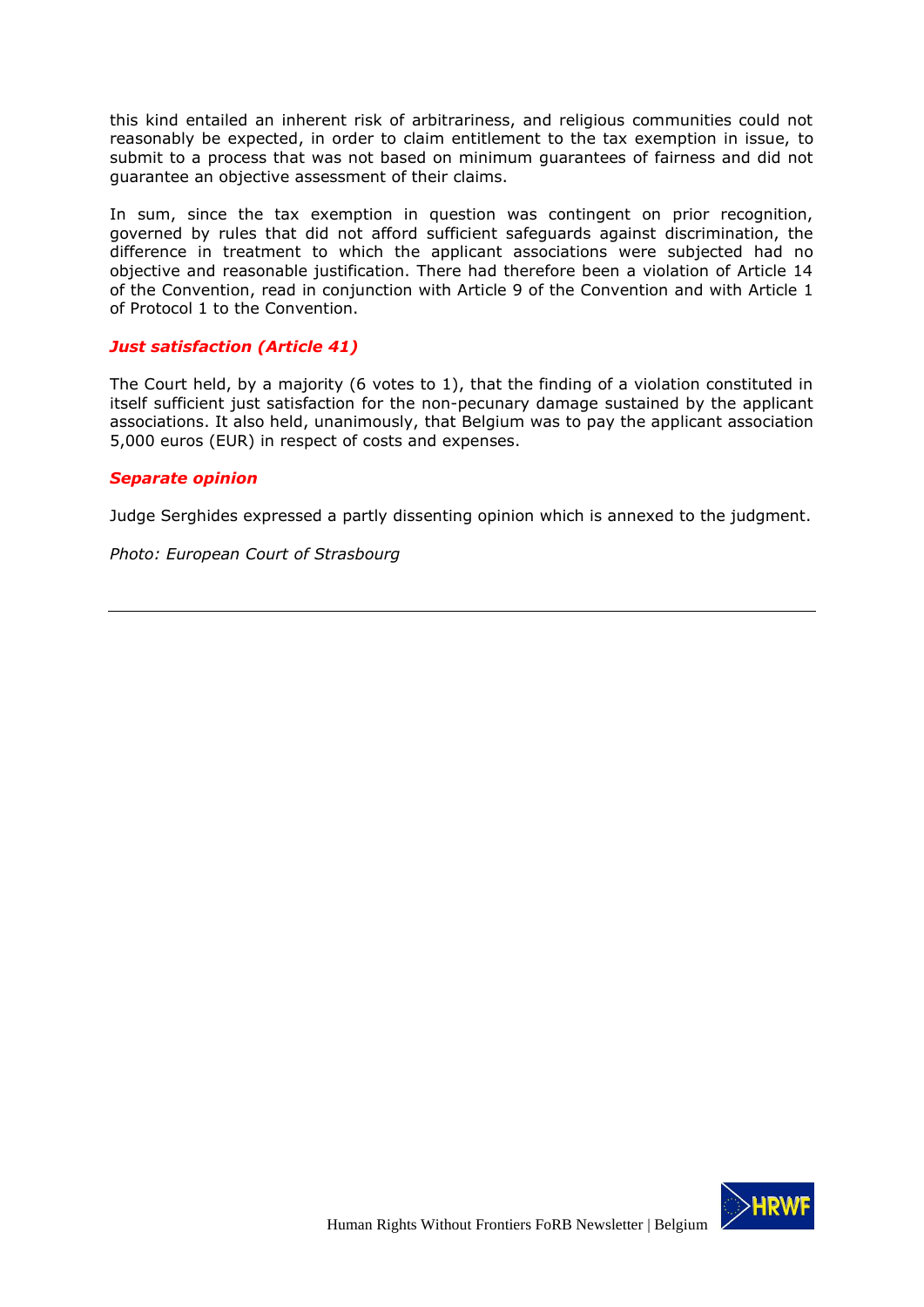this kind entailed an inherent risk of arbitrariness, and religious communities could not reasonably be expected, in order to claim entitlement to the tax exemption in issue, to submit to a process that was not based on minimum guarantees of fairness and did not guarantee an objective assessment of their claims.

In sum, since the tax exemption in question was contingent on prior recognition, governed by rules that did not afford sufficient safeguards against discrimination, the difference in treatment to which the applicant associations were subjected had no objective and reasonable justification. There had therefore been a violation of Article 14 of the Convention, read in conjunction with Article 9 of the Convention and with Article 1 of Protocol 1 to the Convention.

### *Just satisfaction (Article 41)*

The Court held, by a majority (6 votes to 1), that the finding of a violation constituted in itself sufficient just satisfaction for the non-pecunary damage sustained by the applicant associations. It also held, unanimously, that Belgium was to pay the applicant association 5,000 euros (EUR) in respect of costs and expenses.

### *Separate opinion*

Judge Serghides expressed a partly dissenting opinion which is annexed to the judgment.

*Photo: European Court of Strasbourg*

---